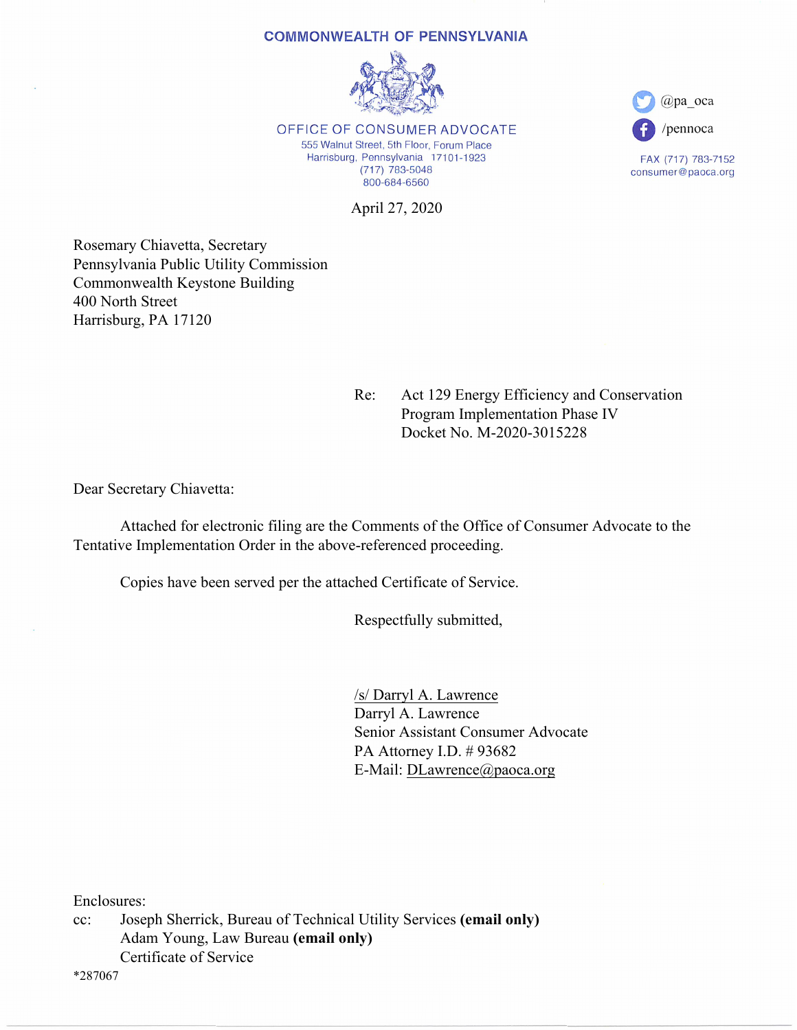**COMMONWEALTH OF PENNSYLVANIA**

OFFICE OF CONSUMER ADVOCATE
555 Walnut Street, 5th Floor, Forum Place
Harrisburg, Pennsylvania 17101-1923
(717) 783-5048
800-684-6560

@pa_oca
/pennoca

FAX (717) 783-7152
consumer@paoca.org

April 27, 2020

Rosemary Chiavetta, Secretary
Pennsylvania Public Utility Commission
Commonwealth Keystone Building
400 North Street
Harrisburg, PA 17120

Re: Act 129 Energy Efficiency and Conservation Program Implementation Phase IV
Docket No. M-2020-3015228

Dear Secretary Chiavetta:

Attached for electronic filing are the Comments of the Office of Consumer Advocate to the Tentative Implementation Order in the above-referenced proceeding.

Copies have been served per the attached Certificate of Service.

Respectfully submitted,

/s/ Darryl A. Lawrence
Darryl A. Lawrence
Senior Assistant Consumer Advocate
PA Attorney I.D. # 93682
E-Mail: DLawrence@paoca.org

Enclosures:
cc: Joseph Sherrick, Bureau of Technical Utility Services **(email only)**
Adam Young, Law Bureau **(email only)**
Certificate of Service

*287067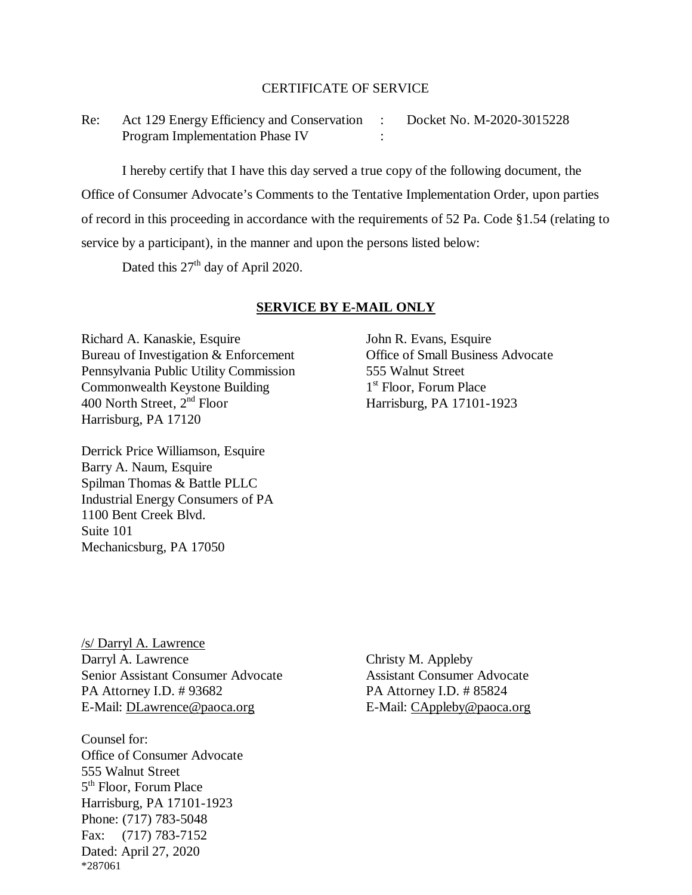CERTIFICATE OF SERVICE

Re: Act 129 Energy Efficiency and Conservation Program Implementation Phase IV : Docket No. M-2020-3015228

I hereby certify that I have this day served a true copy of the following document, the Office of Consumer Advocate's Comments to the Tentative Implementation Order, upon parties of record in this proceeding in accordance with the requirements of 52 Pa. Code §1.54 (relating to service by a participant), in the manner and upon the persons listed below:

Dated this 27th day of April 2020.

**SERVICE BY E-MAIL ONLY**

Richard A. Kanaskie, Esquire
Bureau of Investigation & Enforcement
Pennsylvania Public Utility Commission
Commonwealth Keystone Building
400 North Street, 2nd Floor
Harrisburg, PA 17120

John R. Evans, Esquire
Office of Small Business Advocate
555 Walnut Street
1st Floor, Forum Place
Harrisburg, PA 17101-1923

Derrick Price Williamson, Esquire
Barry A. Naum, Esquire
Spilman Thomas & Battle PLLC
Industrial Energy Consumers of PA
1100 Bent Creek Blvd.
Suite 101
Mechanicsburg, PA 17050

/s/ Darryl A. Lawrence
Darryl A. Lawrence
Senior Assistant Consumer Advocate
PA Attorney I.D. # 93682
E-Mail: DLawrence@paoca.org

Christy M. Appleby
Assistant Consumer Advocate
PA Attorney I.D. # 85824
E-Mail: CAppleby@paoca.org

Counsel for:
Office of Consumer Advocate
555 Walnut Street
5th Floor, Forum Place
Harrisburg, PA 17101-1923
Phone: (717) 783-5048
Fax: (717) 783-7152
Dated: April 27, 2020
*287061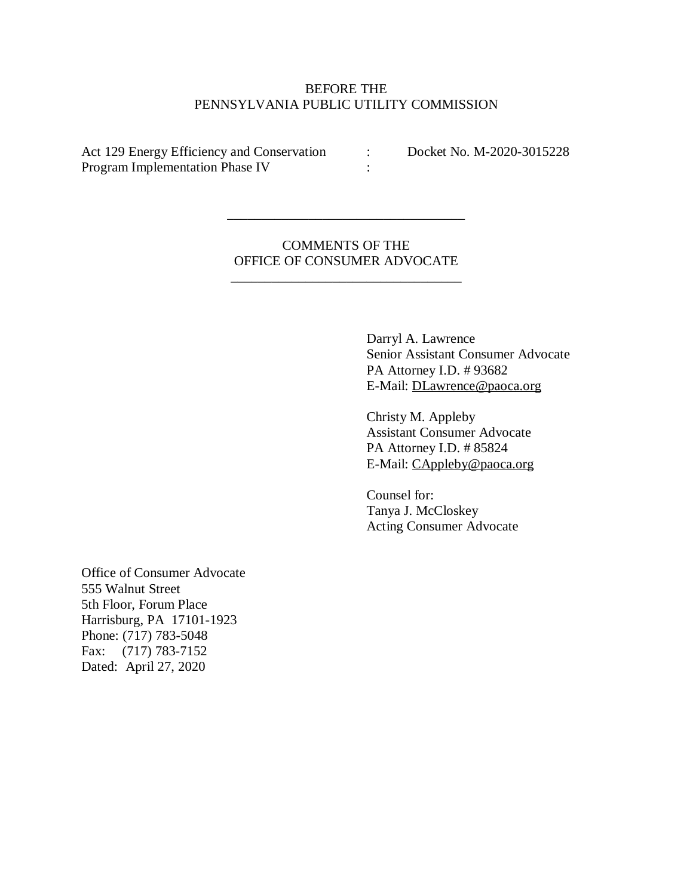BEFORE THE
PENNSYLVANIA PUBLIC UTILITY COMMISSION

| | | |
|---|---|---|
| Act 129 Energy Efficiency and Conservation | : | Docket No. M-2020-3015228 |
| Program Implementation Phase IV | : | |

---

COMMENTS OF THE
OFFICE OF CONSUMER ADVOCATE

---

Darryl A. Lawrence
Senior Assistant Consumer Advocate
PA Attorney I.D. # 93682
E-Mail: DLawrence@paoca.org

Christy M. Appleby
Assistant Consumer Advocate
PA Attorney I.D. # 85824
E-Mail: CAppleby@paoca.org

Counsel for:
Tanya J. McCloskey
Acting Consumer Advocate

Office of Consumer Advocate
555 Walnut Street
5th Floor, Forum Place
Harrisburg, PA 17101-1923
Phone: (717) 783-5048
Fax: (717) 783-7152
Dated: April 27, 2020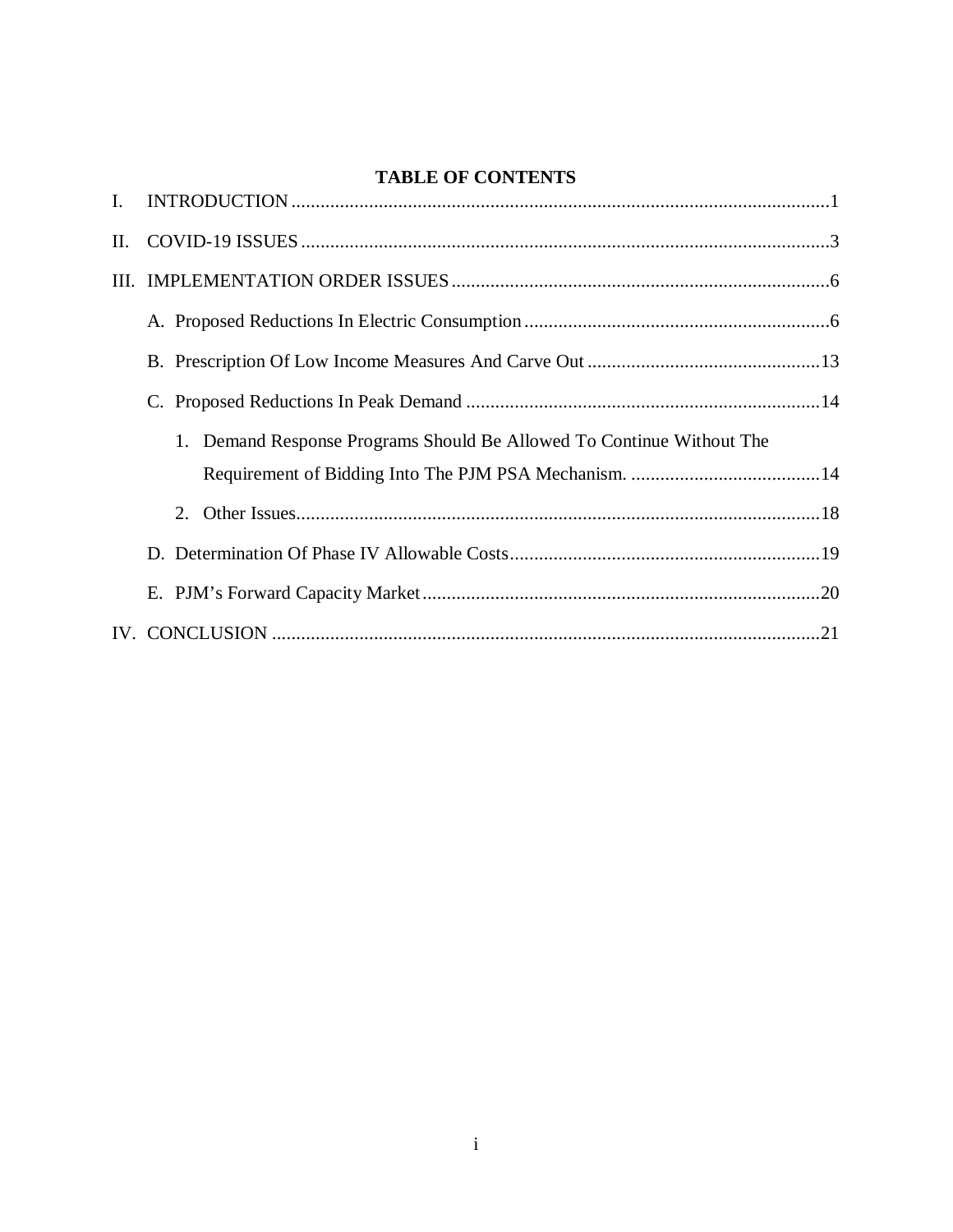# TABLE OF CONTENTS

I. INTRODUCTION ....................................................................................................1

II. COVID-19 ISSUES ..................................................................................................3

III. IMPLEMENTATION ORDER ISSUES ..................................................................6

- A. Proposed Reductions In Electric Consumption ....................................................6
- B. Prescription Of Low Income Measures And Carve Out .......................................13
- C. Proposed Reductions In Peak Demand ...............................................................14
  1. Demand Response Programs Should Be Allowed To Continue Without The Requirement of Bidding Into The PJM PSA Mechanism. ........................................14
  2. Other Issues.................................................................................................18
- D. Determination Of Phase IV Allowable Costs.......................................................19
- E. PJM's Forward Capacity Market..........................................................................20

IV. CONCLUSION .....................................................................................................21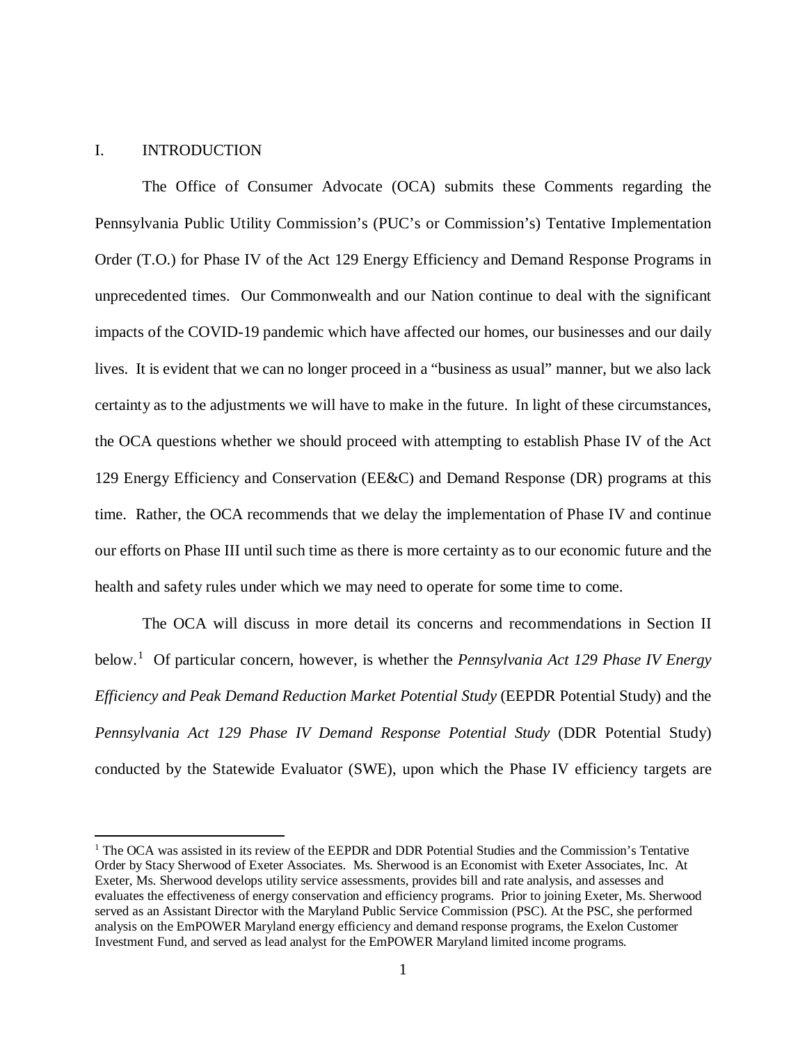## I. INTRODUCTION

The Office of Consumer Advocate (OCA) submits these Comments regarding the Pennsylvania Public Utility Commission's (PUC's or Commission's) Tentative Implementation Order (T.O.) for Phase IV of the Act 129 Energy Efficiency and Demand Response Programs in unprecedented times. Our Commonwealth and our Nation continue to deal with the significant impacts of the COVID-19 pandemic which have affected our homes, our businesses and our daily lives. It is evident that we can no longer proceed in a "business as usual" manner, but we also lack certainty as to the adjustments we will have to make in the future. In light of these circumstances, the OCA questions whether we should proceed with attempting to establish Phase IV of the Act 129 Energy Efficiency and Conservation (EE&C) and Demand Response (DR) programs at this time. Rather, the OCA recommends that we delay the implementation of Phase IV and continue our efforts on Phase III until such time as there is more certainty as to our economic future and the health and safety rules under which we may need to operate for some time to come.

The OCA will discuss in more detail its concerns and recommendations in Section II below.[1] Of particular concern, however, is whether the *Pennsylvania Act 129 Phase IV Energy Efficiency and Peak Demand Reduction Market Potential Study* (EEPDR Potential Study) and the *Pennsylvania Act 129 Phase IV Demand Response Potential Study* (DDR Potential Study) conducted by the Statewide Evaluator (SWE), upon which the Phase IV efficiency targets are

[1] The OCA was assisted in its review of the EEPDR and DDR Potential Studies and the Commission's Tentative Order by Stacy Sherwood of Exeter Associates. Ms. Sherwood is an Economist with Exeter Associates, Inc. At Exeter, Ms. Sherwood develops utility service assessments, provides bill and rate analysis, and assesses and evaluates the effectiveness of energy conservation and efficiency programs. Prior to joining Exeter, Ms. Sherwood served as an Assistant Director with the Maryland Public Service Commission (PSC). At the PSC, she performed analysis on the EmPOWER Maryland energy efficiency and demand response programs, the Exelon Customer Investment Fund, and served as lead analyst for the EmPOWER Maryland limited income programs.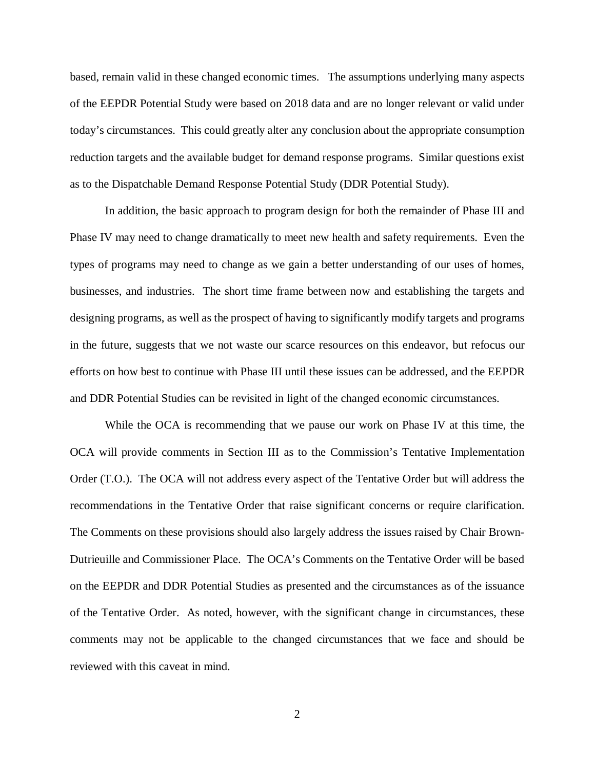based, remain valid in these changed economic times. The assumptions underlying many aspects of the EEPDR Potential Study were based on 2018 data and are no longer relevant or valid under today's circumstances. This could greatly alter any conclusion about the appropriate consumption reduction targets and the available budget for demand response programs. Similar questions exist as to the Dispatchable Demand Response Potential Study (DDR Potential Study).

In addition, the basic approach to program design for both the remainder of Phase III and Phase IV may need to change dramatically to meet new health and safety requirements. Even the types of programs may need to change as we gain a better understanding of our uses of homes, businesses, and industries. The short time frame between now and establishing the targets and designing programs, as well as the prospect of having to significantly modify targets and programs in the future, suggests that we not waste our scarce resources on this endeavor, but refocus our efforts on how best to continue with Phase III until these issues can be addressed, and the EEPDR and DDR Potential Studies can be revisited in light of the changed economic circumstances.

While the OCA is recommending that we pause our work on Phase IV at this time, the OCA will provide comments in Section III as to the Commission's Tentative Implementation Order (T.O.). The OCA will not address every aspect of the Tentative Order but will address the recommendations in the Tentative Order that raise significant concerns or require clarification. The Comments on these provisions should also largely address the issues raised by Chair Brown-Dutrieuille and Commissioner Place. The OCA's Comments on the Tentative Order will be based on the EEPDR and DDR Potential Studies as presented and the circumstances as of the issuance of the Tentative Order. As noted, however, with the significant change in circumstances, these comments may not be applicable to the changed circumstances that we face and should be reviewed with this caveat in mind.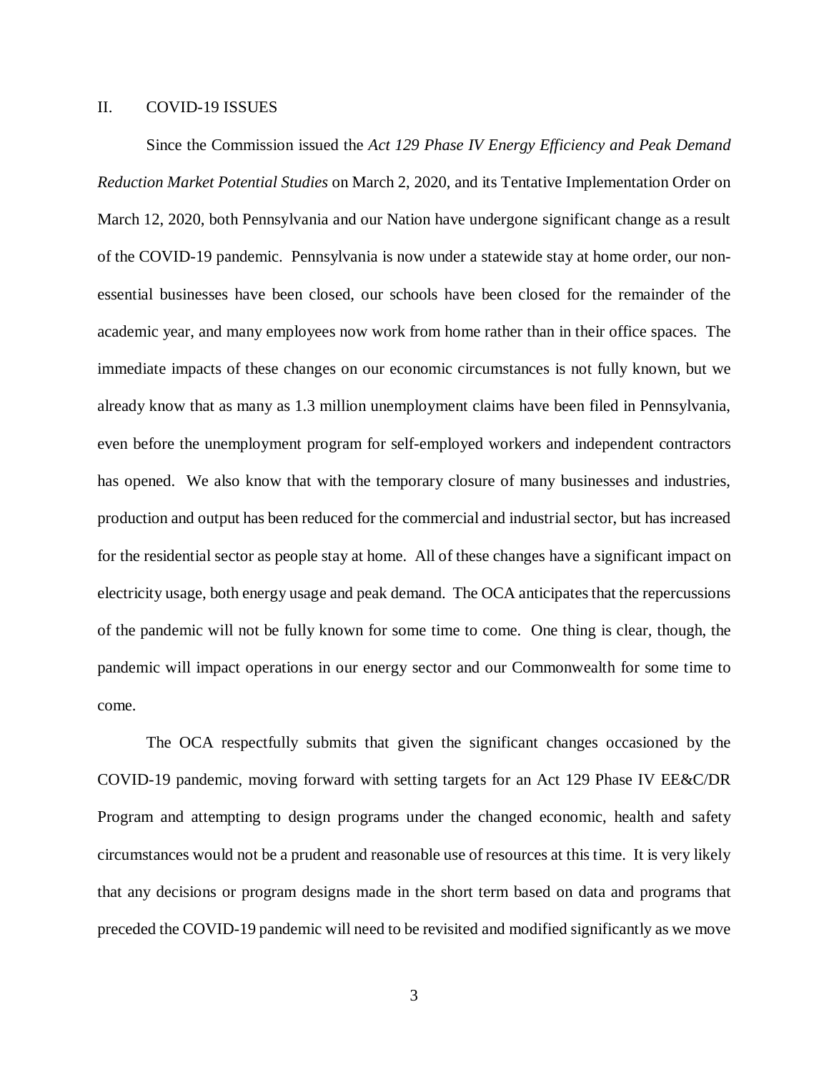## II. COVID-19 ISSUES

Since the Commission issued the *Act 129 Phase IV Energy Efficiency and Peak Demand Reduction Market Potential Studies* on March 2, 2020, and its Tentative Implementation Order on March 12, 2020, both Pennsylvania and our Nation have undergone significant change as a result of the COVID-19 pandemic. Pennsylvania is now under a statewide stay at home order, our non-essential businesses have been closed, our schools have been closed for the remainder of the academic year, and many employees now work from home rather than in their office spaces. The immediate impacts of these changes on our economic circumstances is not fully known, but we already know that as many as 1.3 million unemployment claims have been filed in Pennsylvania, even before the unemployment program for self-employed workers and independent contractors has opened. We also know that with the temporary closure of many businesses and industries, production and output has been reduced for the commercial and industrial sector, but has increased for the residential sector as people stay at home. All of these changes have a significant impact on electricity usage, both energy usage and peak demand. The OCA anticipates that the repercussions of the pandemic will not be fully known for some time to come. One thing is clear, though, the pandemic will impact operations in our energy sector and our Commonwealth for some time to come.

The OCA respectfully submits that given the significant changes occasioned by the COVID-19 pandemic, moving forward with setting targets for an Act 129 Phase IV EE&C/DR Program and attempting to design programs under the changed economic, health and safety circumstances would not be a prudent and reasonable use of resources at this time. It is very likely that any decisions or program designs made in the short term based on data and programs that preceded the COVID-19 pandemic will need to be revisited and modified significantly as we move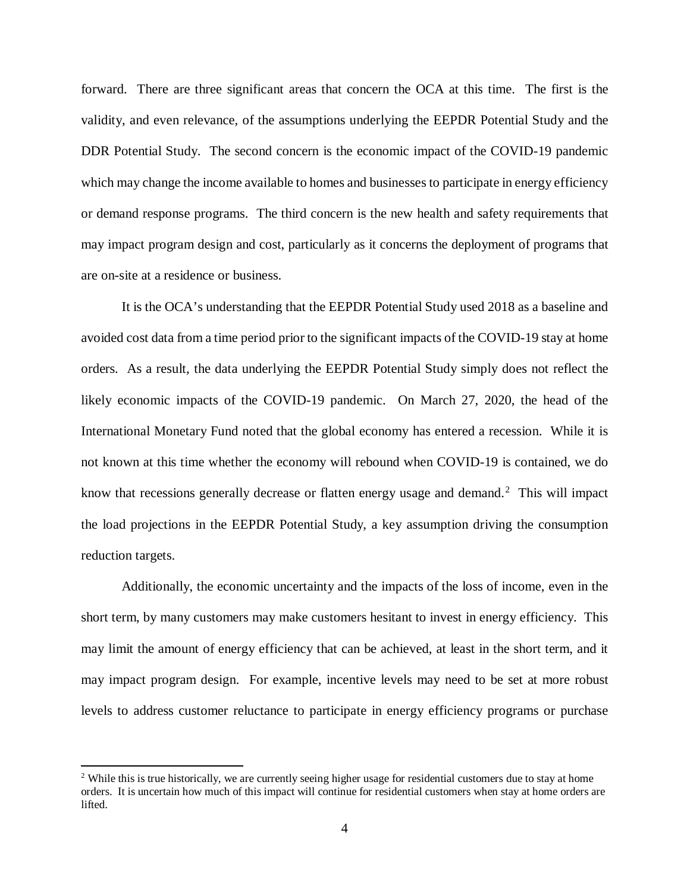forward. There are three significant areas that concern the OCA at this time. The first is the validity, and even relevance, of the assumptions underlying the EEPDR Potential Study and the DDR Potential Study. The second concern is the economic impact of the COVID-19 pandemic which may change the income available to homes and businesses to participate in energy efficiency or demand response programs. The third concern is the new health and safety requirements that may impact program design and cost, particularly as it concerns the deployment of programs that are on-site at a residence or business.

It is the OCA's understanding that the EEPDR Potential Study used 2018 as a baseline and avoided cost data from a time period prior to the significant impacts of the COVID-19 stay at home orders. As a result, the data underlying the EEPDR Potential Study simply does not reflect the likely economic impacts of the COVID-19 pandemic. On March 27, 2020, the head of the International Monetary Fund noted that the global economy has entered a recession. While it is not known at this time whether the economy will rebound when COVID-19 is contained, we do know that recessions generally decrease or flatten energy usage and demand.[2] This will impact the load projections in the EEPDR Potential Study, a key assumption driving the consumption reduction targets.

Additionally, the economic uncertainty and the impacts of the loss of income, even in the short term, by many customers may make customers hesitant to invest in energy efficiency. This may limit the amount of energy efficiency that can be achieved, at least in the short term, and it may impact program design. For example, incentive levels may need to be set at more robust levels to address customer reluctance to participate in energy efficiency programs or purchase

---

[2] While this is true historically, we are currently seeing higher usage for residential customers due to stay at home orders. It is uncertain how much of this impact will continue for residential customers when stay at home orders are lifted.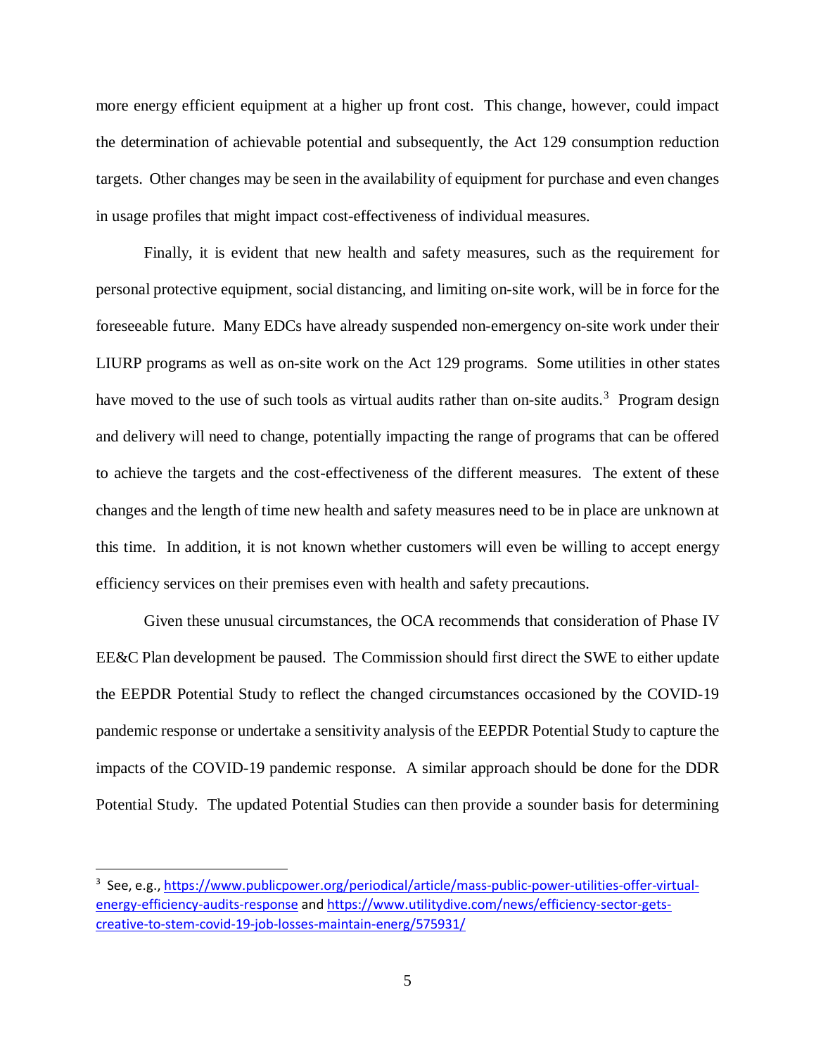more energy efficient equipment at a higher up front cost. This change, however, could impact the determination of achievable potential and subsequently, the Act 129 consumption reduction targets. Other changes may be seen in the availability of equipment for purchase and even changes in usage profiles that might impact cost-effectiveness of individual measures.

Finally, it is evident that new health and safety measures, such as the requirement for personal protective equipment, social distancing, and limiting on-site work, will be in force for the foreseeable future. Many EDCs have already suspended non-emergency on-site work under their LIURP programs as well as on-site work on the Act 129 programs. Some utilities in other states have moved to the use of such tools as virtual audits rather than on-site audits.[3] Program design and delivery will need to change, potentially impacting the range of programs that can be offered to achieve the targets and the cost-effectiveness of the different measures. The extent of these changes and the length of time new health and safety measures need to be in place are unknown at this time. In addition, it is not known whether customers will even be willing to accept energy efficiency services on their premises even with health and safety precautions.

Given these unusual circumstances, the OCA recommends that consideration of Phase IV EE&C Plan development be paused. The Commission should first direct the SWE to either update the EEPDR Potential Study to reflect the changed circumstances occasioned by the COVID-19 pandemic response or undertake a sensitivity analysis of the EEPDR Potential Study to capture the impacts of the COVID-19 pandemic response. A similar approach should be done for the DDR Potential Study. The updated Potential Studies can then provide a sounder basis for determining

---

[3] See, e.g., https://www.publicpower.org/periodical/article/mass-public-power-utilities-offer-virtual-energy-efficiency-audits-response and https://www.utilitydive.com/news/efficiency-sector-gets-creative-to-stem-covid-19-job-losses-maintain-energ/575931/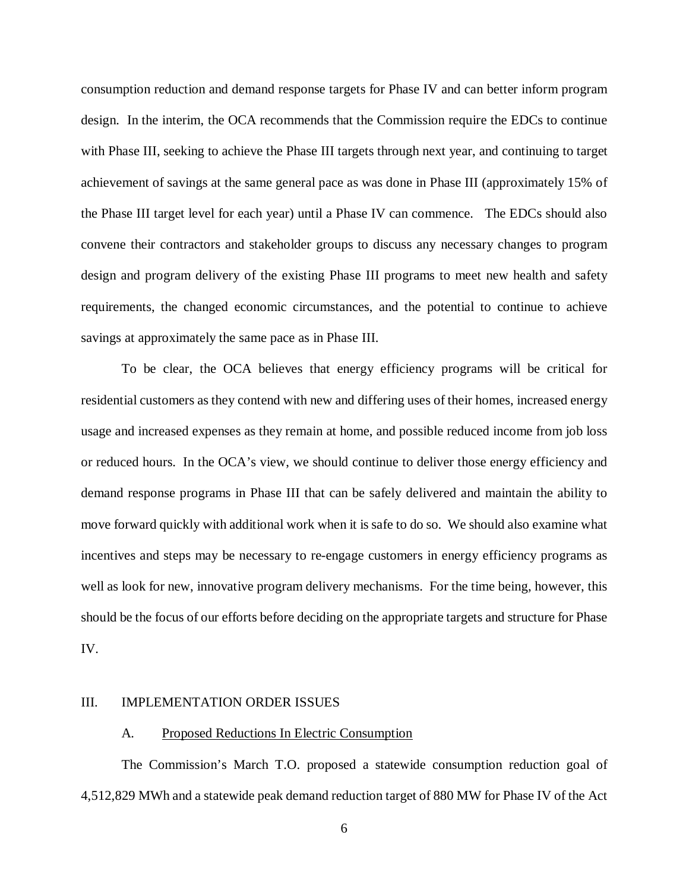consumption reduction and demand response targets for Phase IV and can better inform program design. In the interim, the OCA recommends that the Commission require the EDCs to continue with Phase III, seeking to achieve the Phase III targets through next year, and continuing to target achievement of savings at the same general pace as was done in Phase III (approximately 15% of the Phase III target level for each year) until a Phase IV can commence. The EDCs should also convene their contractors and stakeholder groups to discuss any necessary changes to program design and program delivery of the existing Phase III programs to meet new health and safety requirements, the changed economic circumstances, and the potential to continue to achieve savings at approximately the same pace as in Phase III.

To be clear, the OCA believes that energy efficiency programs will be critical for residential customers as they contend with new and differing uses of their homes, increased energy usage and increased expenses as they remain at home, and possible reduced income from job loss or reduced hours. In the OCA's view, we should continue to deliver those energy efficiency and demand response programs in Phase III that can be safely delivered and maintain the ability to move forward quickly with additional work when it is safe to do so. We should also examine what incentives and steps may be necessary to re-engage customers in energy efficiency programs as well as look for new, innovative program delivery mechanisms. For the time being, however, this should be the focus of our efforts before deciding on the appropriate targets and structure for Phase IV.

## III. IMPLEMENTATION ORDER ISSUES

### A. Proposed Reductions In Electric Consumption

The Commission's March T.O. proposed a statewide consumption reduction goal of 4,512,829 MWh and a statewide peak demand reduction target of 880 MW for Phase IV of the Act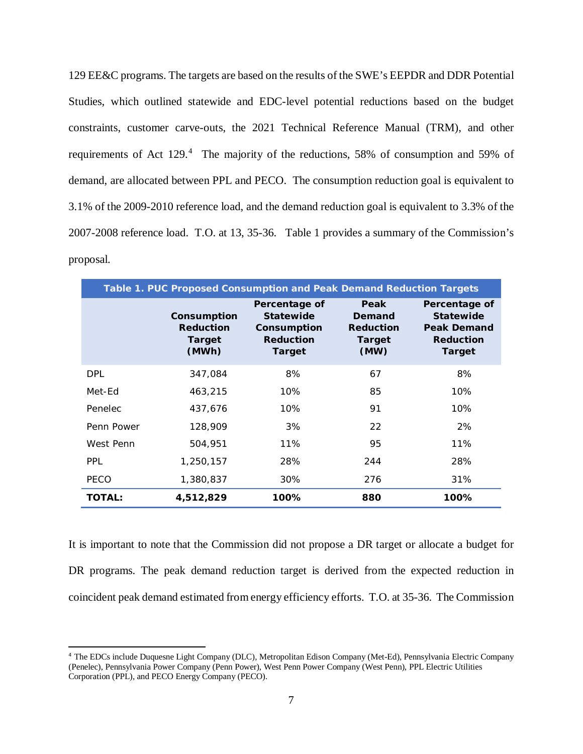129 EE&C programs. The targets are based on the results of the SWE's EEPDR and DDR Potential Studies, which outlined statewide and EDC-level potential reductions based on the budget constraints, customer carve-outs, the 2021 Technical Reference Manual (TRM), and other requirements of Act 129.[4] The majority of the reductions, 58% of consumption and 59% of demand, are allocated between PPL and PECO. The consumption reduction goal is equivalent to 3.1% of the 2009-2010 reference load, and the demand reduction goal is equivalent to 3.3% of the 2007-2008 reference load. T.O. at 13, 35-36. Table 1 provides a summary of the Commission's proposal.

**Table 1. PUC Proposed Consumption and Peak Demand Reduction Targets**

| | Consumption Reduction Target (MWh) | Percentage of Statewide Consumption Reduction Target | Peak Demand Reduction Target (MW) | Percentage of Statewide Peak Demand Reduction Target |
|---|---|---|---|---|
| DPL | 347,084 | 8% | 67 | 8% |
| Met-Ed | 463,215 | 10% | 85 | 10% |
| Penelec | 437,676 | 10% | 91 | 10% |
| Penn Power | 128,909 | 3% | 22 | 2% |
| West Penn | 504,951 | 11% | 95 | 11% |
| PPL | 1,250,157 | 28% | 244 | 28% |
| PECO | 1,380,837 | 30% | 276 | 31% |
| **TOTAL:** | **4,512,829** | **100%** | **880** | **100%** |

It is important to note that the Commission did not propose a DR target or allocate a budget for DR programs. The peak demand reduction target is derived from the expected reduction in coincident peak demand estimated from energy efficiency efforts. T.O. at 35-36. The Commission

[4] The EDCs include Duquesne Light Company (DLC), Metropolitan Edison Company (Met-Ed), Pennsylvania Electric Company (Penelec), Pennsylvania Power Company (Penn Power), West Penn Power Company (West Penn), PPL Electric Utilities Corporation (PPL), and PECO Energy Company (PECO).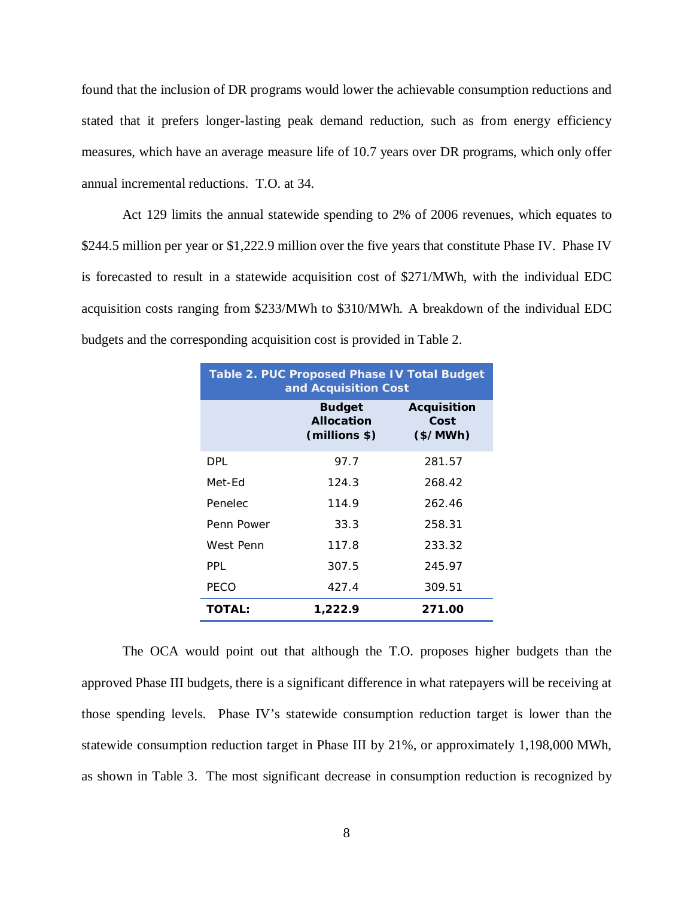found that the inclusion of DR programs would lower the achievable consumption reductions and stated that it prefers longer-lasting peak demand reduction, such as from energy efficiency measures, which have an average measure life of 10.7 years over DR programs, which only offer annual incremental reductions. T.O. at 34.

Act 129 limits the annual statewide spending to 2% of 2006 revenues, which equates to $244.5 million per year or $1,222.9 million over the five years that constitute Phase IV. Phase IV is forecasted to result in a statewide acquisition cost of $271/MWh, with the individual EDC acquisition costs ranging from $233/MWh to $310/MWh. A breakdown of the individual EDC budgets and the corresponding acquisition cost is provided in Table 2.

**Table 2. PUC Proposed Phase IV Total Budget and Acquisition Cost**

| | Budget Allocation (millions $) | Acquisition Cost ($/MWh) |
|---|---|---|
| DPL | 97.7 | 281.57 |
| Met-Ed | 124.3 | 268.42 |
| Penelec | 114.9 | 262.46 |
| Penn Power | 33.3 | 258.31 |
| West Penn | 117.8 | 233.32 |
| PPL | 307.5 | 245.97 |
| PECO | 427.4 | 309.51 |
| **TOTAL:** | **1,222.9** | **271.00** |

The OCA would point out that although the T.O. proposes higher budgets than the approved Phase III budgets, there is a significant difference in what ratepayers will be receiving at those spending levels. Phase IV's statewide consumption reduction target is lower than the statewide consumption reduction target in Phase III by 21%, or approximately 1,198,000 MWh, as shown in Table 3. The most significant decrease in consumption reduction is recognized by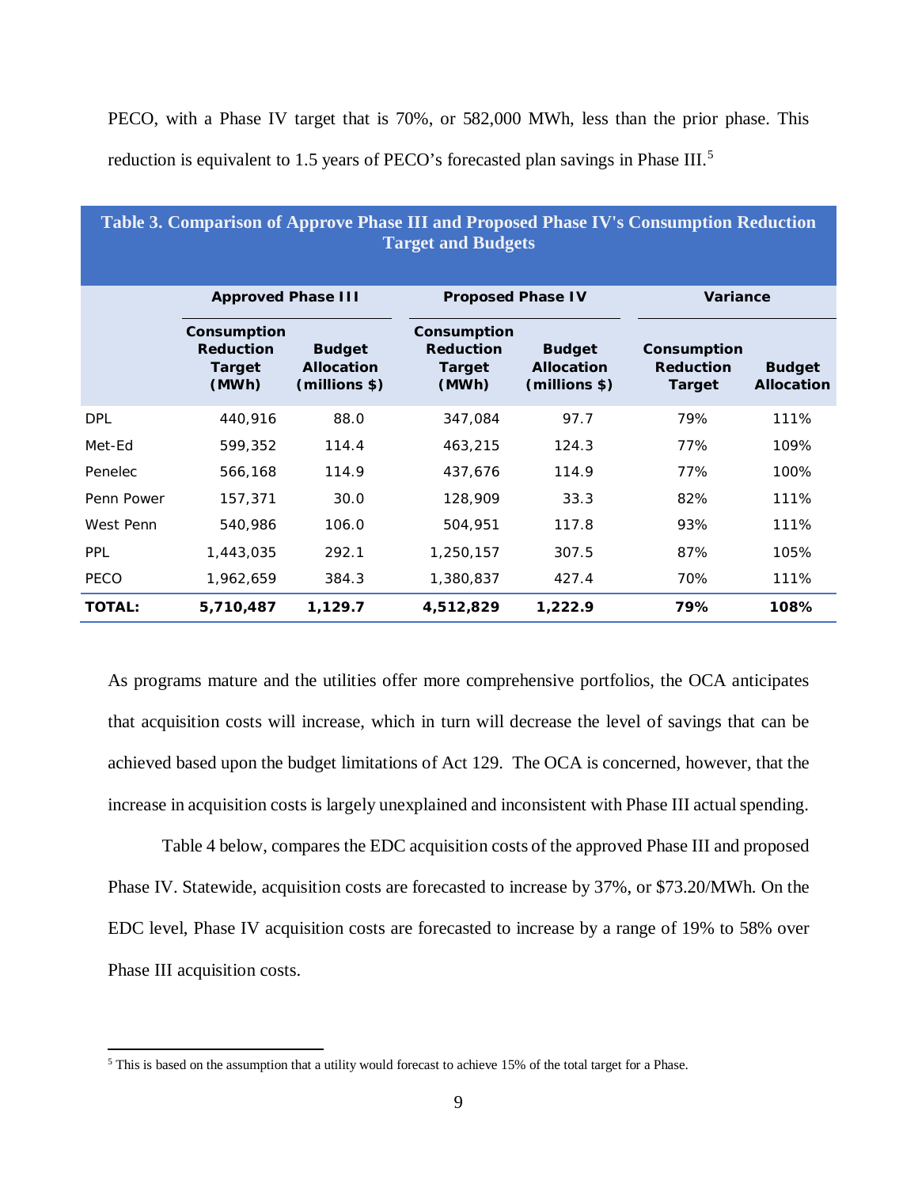PECO, with a Phase IV target that is 70%, or 582,000 MWh, less than the prior phase. This reduction is equivalent to 1.5 years of PECO's forecasted plan savings in Phase III.[5]

**Table 3. Comparison of Approve Phase III and Proposed Phase IV's Consumption Reduction Target and Budgets**

| | Approved Phase III | | Proposed Phase IV | | Variance | |
|---|---|---|---|---|---|---|
| | Consumption Reduction Target (MWh) | Budget Allocation (millions $) | Consumption Reduction Target (MWh) | Budget Allocation (millions $) | Consumption Reduction Target | Budget Allocation |
| DPL | 440,916 | 88.0 | 347,084 | 97.7 | 79% | 111% |
| Met-Ed | 599,352 | 114.4 | 463,215 | 124.3 | 77% | 109% |
| Penelec | 566,168 | 114.9 | 437,676 | 114.9 | 77% | 100% |
| Penn Power | 157,371 | 30.0 | 128,909 | 33.3 | 82% | 111% |
| West Penn | 540,986 | 106.0 | 504,951 | 117.8 | 93% | 111% |
| PPL | 1,443,035 | 292.1 | 1,250,157 | 307.5 | 87% | 105% |
| PECO | 1,962,659 | 384.3 | 1,380,837 | 427.4 | 70% | 111% |
| **TOTAL:** | **5,710,487** | **1,129.7** | **4,512,829** | **1,222.9** | **79%** | **108%** |

As programs mature and the utilities offer more comprehensive portfolios, the OCA anticipates that acquisition costs will increase, which in turn will decrease the level of savings that can be achieved based upon the budget limitations of Act 129. The OCA is concerned, however, that the increase in acquisition costs is largely unexplained and inconsistent with Phase III actual spending.

Table 4 below, compares the EDC acquisition costs of the approved Phase III and proposed Phase IV. Statewide, acquisition costs are forecasted to increase by 37%, or $73.20/MWh. On the EDC level, Phase IV acquisition costs are forecasted to increase by a range of 19% to 58% over Phase III acquisition costs.

[5] This is based on the assumption that a utility would forecast to achieve 15% of the total target for a Phase.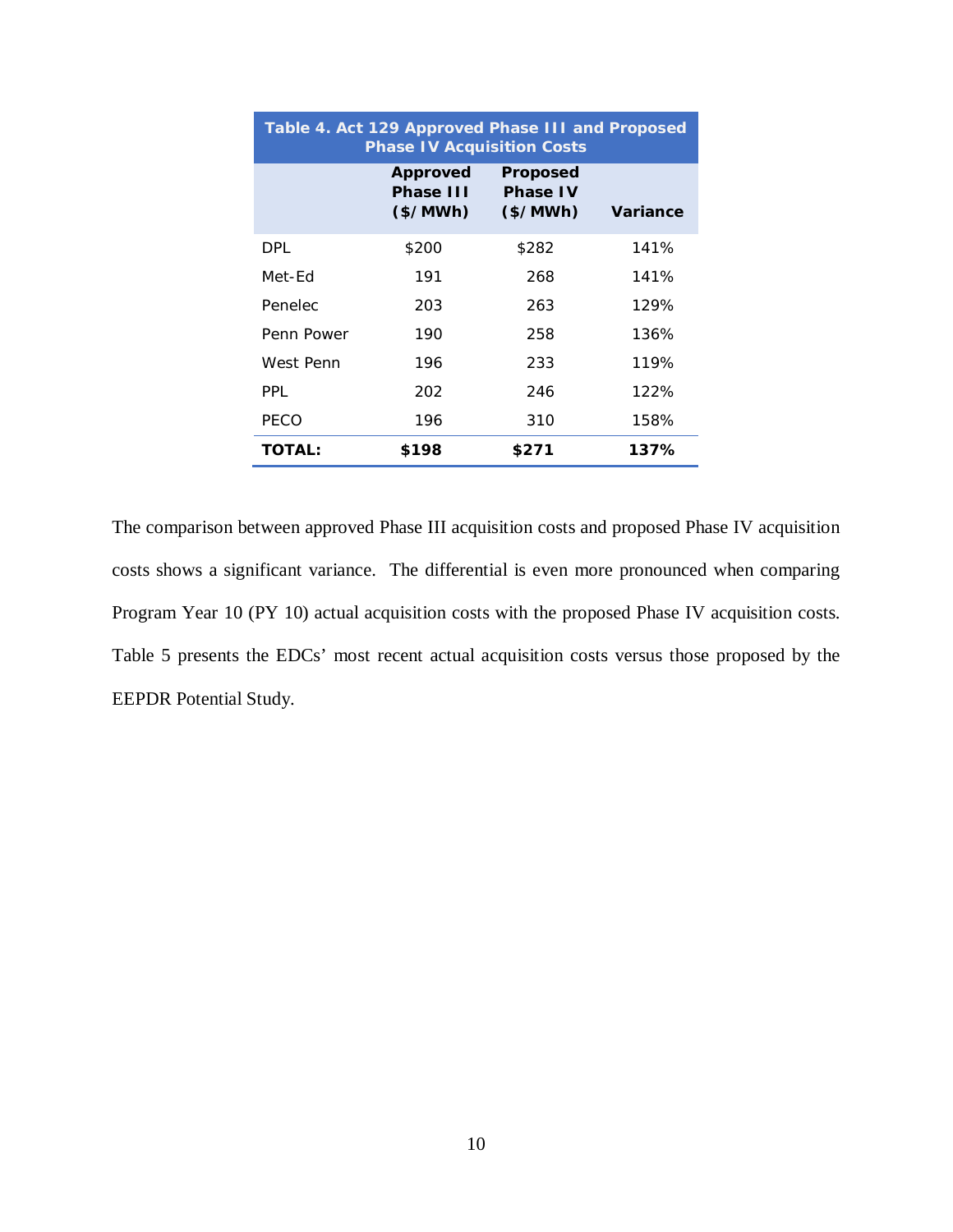**Table 4. Act 129 Approved Phase III and Proposed Phase IV Acquisition Costs**

| | Approved Phase III ($/MWh) | Proposed Phase IV ($/MWh) | Variance |
|---|---|---|---|
| DPL | $200 | $282 | 141% |
| Met-Ed | 191 | 268 | 141% |
| Penelec | 203 | 263 | 129% |
| Penn Power | 190 | 258 | 136% |
| West Penn | 196 | 233 | 119% |
| PPL | 202 | 246 | 122% |
| PECO | 196 | 310 | 158% |
| **TOTAL:** | **$198** | **$271** | **137%** |

The comparison between approved Phase III acquisition costs and proposed Phase IV acquisition costs shows a significant variance. The differential is even more pronounced when comparing Program Year 10 (PY 10) actual acquisition costs with the proposed Phase IV acquisition costs. Table 5 presents the EDCs' most recent actual acquisition costs versus those proposed by the EEPDR Potential Study.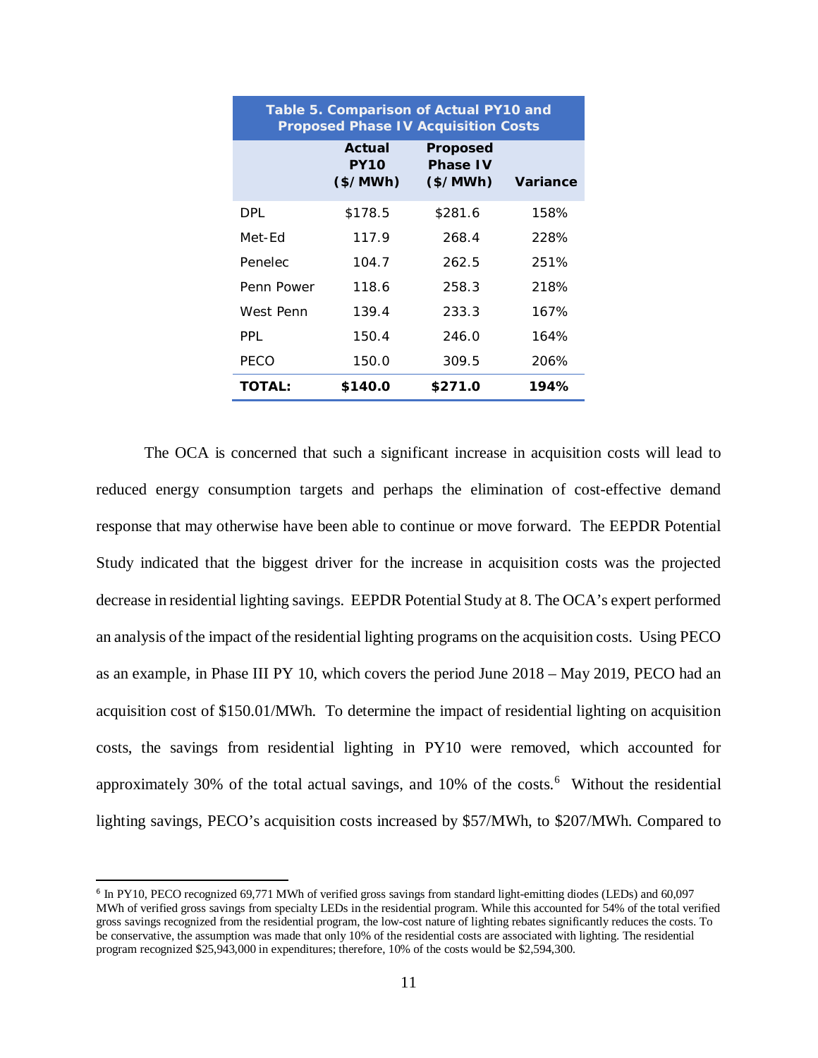| Table 5. Comparison of Actual PY10 and Proposed Phase IV Acquisition Costs | | | |
|---|---|---|---|
| | **Actual PY10 ($/MWh)** | **Proposed Phase IV ($/MWh)** | **Variance** |
| DPL | $178.5 | $281.6 | 158% |
| Met-Ed | 117.9 | 268.4 | 228% |
| Penelec | 104.7 | 262.5 | 251% |
| Penn Power | 118.6 | 258.3 | 218% |
| West Penn | 139.4 | 233.3 | 167% |
| PPL | 150.4 | 246.0 | 164% |
| PECO | 150.0 | 309.5 | 206% |
| **TOTAL:** | **$140.0** | **$271.0** | **194%** |

The OCA is concerned that such a significant increase in acquisition costs will lead to reduced energy consumption targets and perhaps the elimination of cost-effective demand response that may otherwise have been able to continue or move forward. The EEPDR Potential Study indicated that the biggest driver for the increase in acquisition costs was the projected decrease in residential lighting savings. EEPDR Potential Study at 8. The OCA's expert performed an analysis of the impact of the residential lighting programs on the acquisition costs. Using PECO as an example, in Phase III PY 10, which covers the period June 2018 – May 2019, PECO had an acquisition cost of $150.01/MWh. To determine the impact of residential lighting on acquisition costs, the savings from residential lighting in PY10 were removed, which accounted for approximately 30% of the total actual savings, and 10% of the costs.[6] Without the residential lighting savings, PECO's acquisition costs increased by $57/MWh, to $207/MWh. Compared to

[6] In PY10, PECO recognized 69,771 MWh of verified gross savings from standard light-emitting diodes (LEDs) and 60,097 MWh of verified gross savings from specialty LEDs in the residential program. While this accounted for 54% of the total verified gross savings recognized from the residential program, the low-cost nature of lighting rebates significantly reduces the costs. To be conservative, the assumption was made that only 10% of the residential costs are associated with lighting. The residential program recognized $25,943,000 in expenditures; therefore, 10% of the costs would be $2,594,300.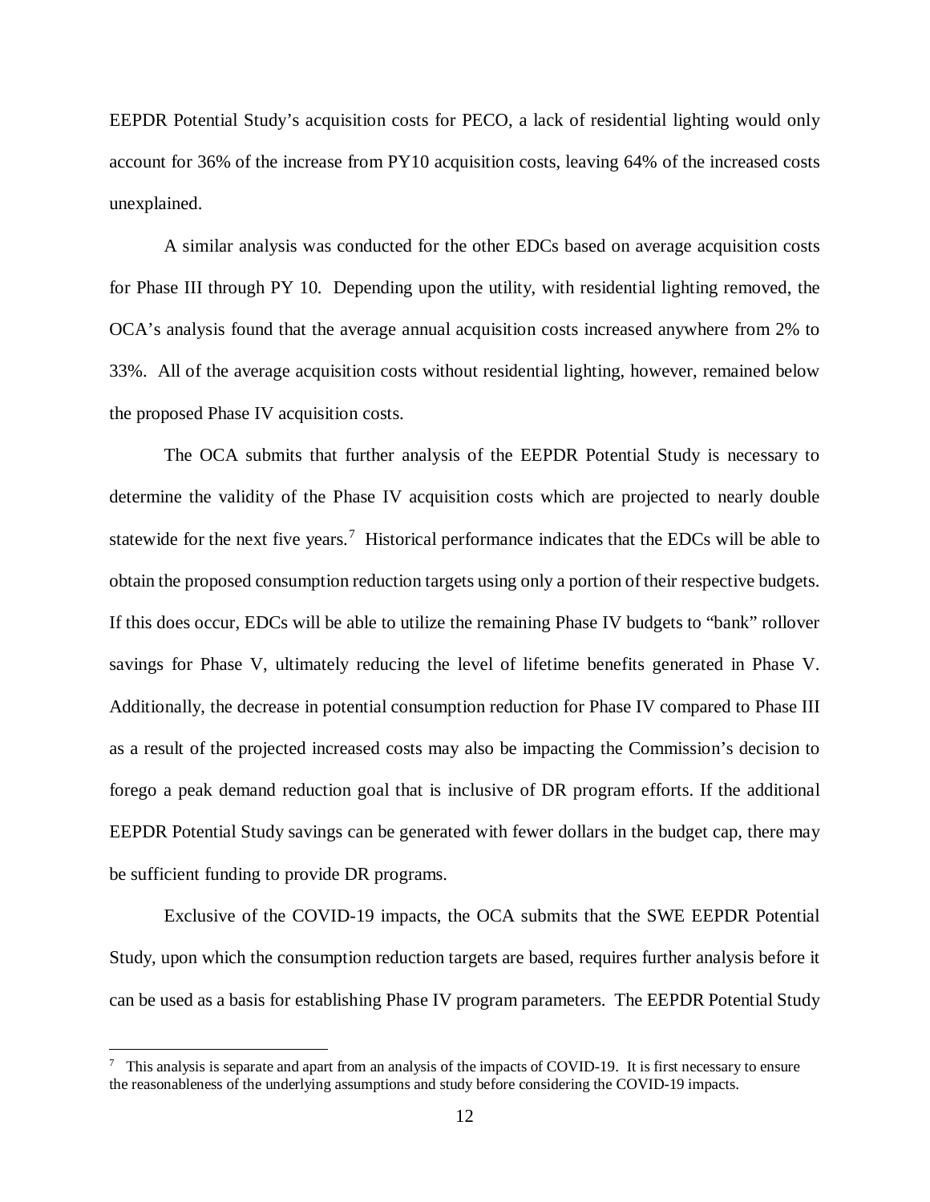EEPDR Potential Study's acquisition costs for PECO, a lack of residential lighting would only account for 36% of the increase from PY10 acquisition costs, leaving 64% of the increased costs unexplained.

A similar analysis was conducted for the other EDCs based on average acquisition costs for Phase III through PY 10. Depending upon the utility, with residential lighting removed, the OCA's analysis found that the average annual acquisition costs increased anywhere from 2% to 33%. All of the average acquisition costs without residential lighting, however, remained below the proposed Phase IV acquisition costs.

The OCA submits that further analysis of the EEPDR Potential Study is necessary to determine the validity of the Phase IV acquisition costs which are projected to nearly double statewide for the next five years.[7] Historical performance indicates that the EDCs will be able to obtain the proposed consumption reduction targets using only a portion of their respective budgets. If this does occur, EDCs will be able to utilize the remaining Phase IV budgets to "bank" rollover savings for Phase V, ultimately reducing the level of lifetime benefits generated in Phase V. Additionally, the decrease in potential consumption reduction for Phase IV compared to Phase III as a result of the projected increased costs may also be impacting the Commission's decision to forego a peak demand reduction goal that is inclusive of DR program efforts. If the additional EEPDR Potential Study savings can be generated with fewer dollars in the budget cap, there may be sufficient funding to provide DR programs.

Exclusive of the COVID-19 impacts, the OCA submits that the SWE EEPDR Potential Study, upon which the consumption reduction targets are based, requires further analysis before it can be used as a basis for establishing Phase IV program parameters. The EEPDR Potential Study

[7] This analysis is separate and apart from an analysis of the impacts of COVID-19. It is first necessary to ensure the reasonableness of the underlying assumptions and study before considering the COVID-19 impacts.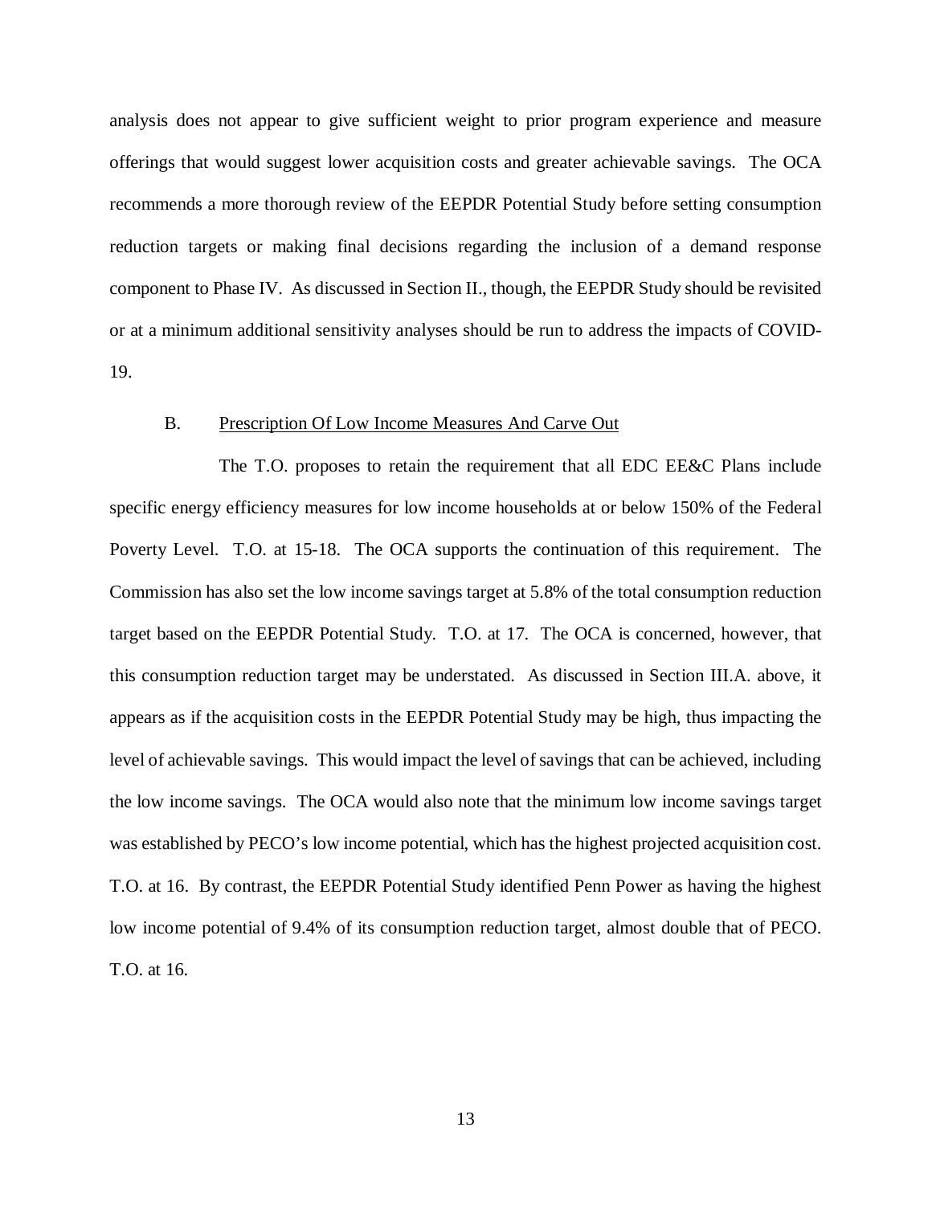analysis does not appear to give sufficient weight to prior program experience and measure offerings that would suggest lower acquisition costs and greater achievable savings. The OCA recommends a more thorough review of the EEPDR Potential Study before setting consumption reduction targets or making final decisions regarding the inclusion of a demand response component to Phase IV. As discussed in Section II., though, the EEPDR Study should be revisited or at a minimum additional sensitivity analyses should be run to address the impacts of COVID-19.

### B. Prescription Of Low Income Measures And Carve Out

The T.O. proposes to retain the requirement that all EDC EE&C Plans include specific energy efficiency measures for low income households at or below 150% of the Federal Poverty Level. T.O. at 15-18. The OCA supports the continuation of this requirement. The Commission has also set the low income savings target at 5.8% of the total consumption reduction target based on the EEPDR Potential Study. T.O. at 17. The OCA is concerned, however, that this consumption reduction target may be understated. As discussed in Section III.A. above, it appears as if the acquisition costs in the EEPDR Potential Study may be high, thus impacting the level of achievable savings. This would impact the level of savings that can be achieved, including the low income savings. The OCA would also note that the minimum low income savings target was established by PECO's low income potential, which has the highest projected acquisition cost. T.O. at 16. By contrast, the EEPDR Potential Study identified Penn Power as having the highest low income potential of 9.4% of its consumption reduction target, almost double that of PECO. T.O. at 16.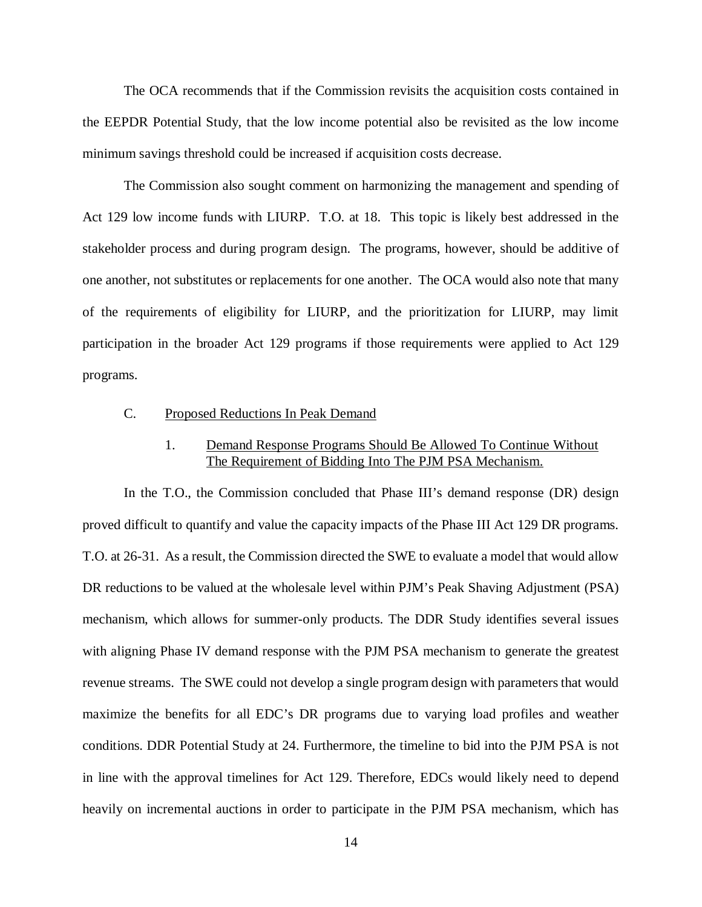The OCA recommends that if the Commission revisits the acquisition costs contained in the EEPDR Potential Study, that the low income potential also be revisited as the low income minimum savings threshold could be increased if acquisition costs decrease.

The Commission also sought comment on harmonizing the management and spending of Act 129 low income funds with LIURP. T.O. at 18. This topic is likely best addressed in the stakeholder process and during program design. The programs, however, should be additive of one another, not substitutes or replacements for one another. The OCA would also note that many of the requirements of eligibility for LIURP, and the prioritization for LIURP, may limit participation in the broader Act 129 programs if those requirements were applied to Act 129 programs.

C. Proposed Reductions In Peak Demand

1. Demand Response Programs Should Be Allowed To Continue Without The Requirement of Bidding Into The PJM PSA Mechanism.

In the T.O., the Commission concluded that Phase III's demand response (DR) design proved difficult to quantify and value the capacity impacts of the Phase III Act 129 DR programs. T.O. at 26-31. As a result, the Commission directed the SWE to evaluate a model that would allow DR reductions to be valued at the wholesale level within PJM's Peak Shaving Adjustment (PSA) mechanism, which allows for summer-only products. The DDR Study identifies several issues with aligning Phase IV demand response with the PJM PSA mechanism to generate the greatest revenue streams. The SWE could not develop a single program design with parameters that would maximize the benefits for all EDC's DR programs due to varying load profiles and weather conditions. DDR Potential Study at 24. Furthermore, the timeline to bid into the PJM PSA is not in line with the approval timelines for Act 129. Therefore, EDCs would likely need to depend heavily on incremental auctions in order to participate in the PJM PSA mechanism, which has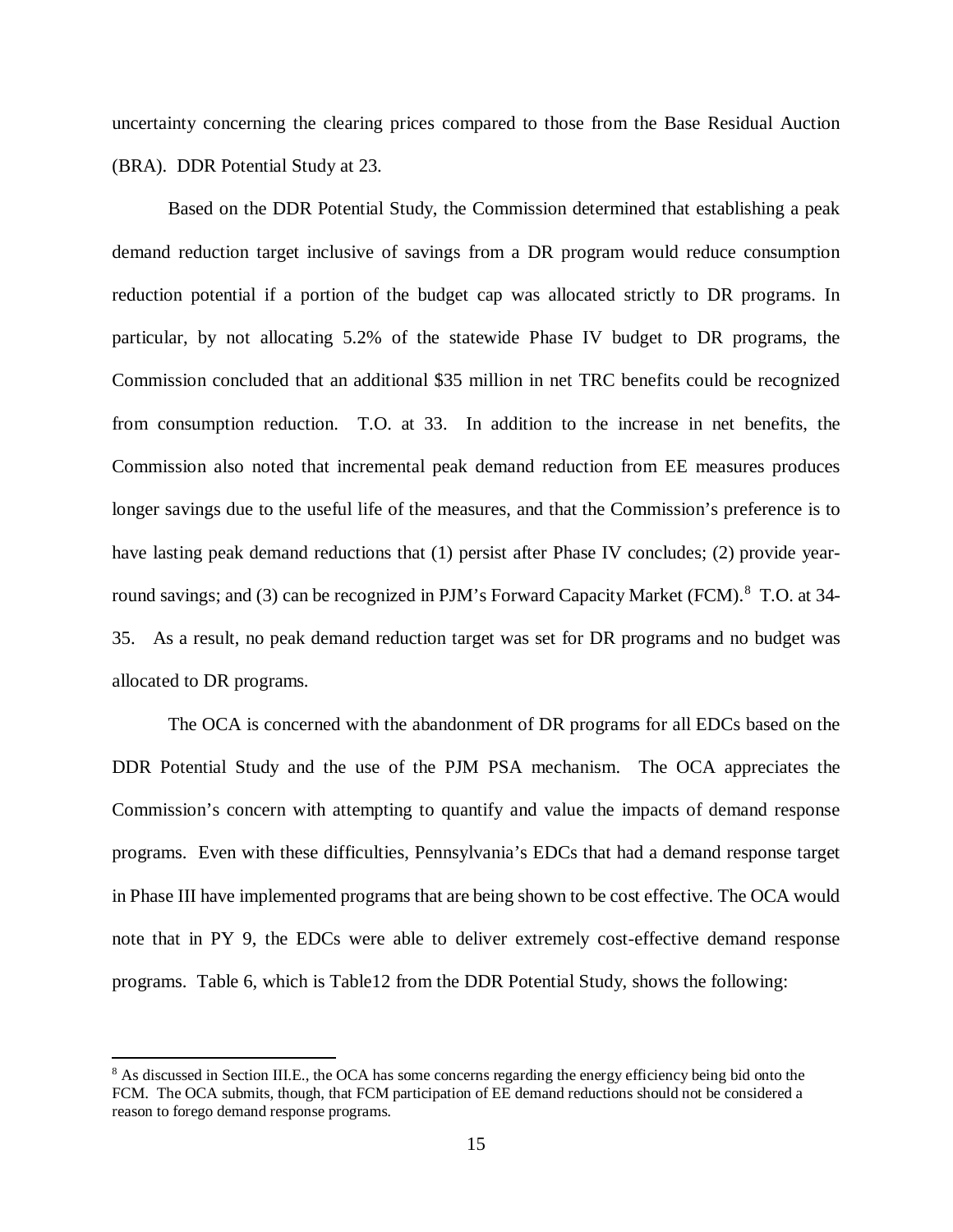uncertainty concerning the clearing prices compared to those from the Base Residual Auction (BRA). DDR Potential Study at 23.

Based on the DDR Potential Study, the Commission determined that establishing a peak demand reduction target inclusive of savings from a DR program would reduce consumption reduction potential if a portion of the budget cap was allocated strictly to DR programs. In particular, by not allocating 5.2% of the statewide Phase IV budget to DR programs, the Commission concluded that an additional $35 million in net TRC benefits could be recognized from consumption reduction. T.O. at 33. In addition to the increase in net benefits, the Commission also noted that incremental peak demand reduction from EE measures produces longer savings due to the useful life of the measures, and that the Commission's preference is to have lasting peak demand reductions that (1) persist after Phase IV concludes; (2) provide year-round savings; and (3) can be recognized in PJM's Forward Capacity Market (FCM).[8] T.O. at 34-35. As a result, no peak demand reduction target was set for DR programs and no budget was allocated to DR programs.

The OCA is concerned with the abandonment of DR programs for all EDCs based on the DDR Potential Study and the use of the PJM PSA mechanism. The OCA appreciates the Commission's concern with attempting to quantify and value the impacts of demand response programs. Even with these difficulties, Pennsylvania's EDCs that had a demand response target in Phase III have implemented programs that are being shown to be cost effective. The OCA would note that in PY 9, the EDCs were able to deliver extremely cost-effective demand response programs. Table 6, which is Table12 from the DDR Potential Study, shows the following:

[8] As discussed in Section III.E., the OCA has some concerns regarding the energy efficiency being bid onto the FCM. The OCA submits, though, that FCM participation of EE demand reductions should not be considered a reason to forego demand response programs.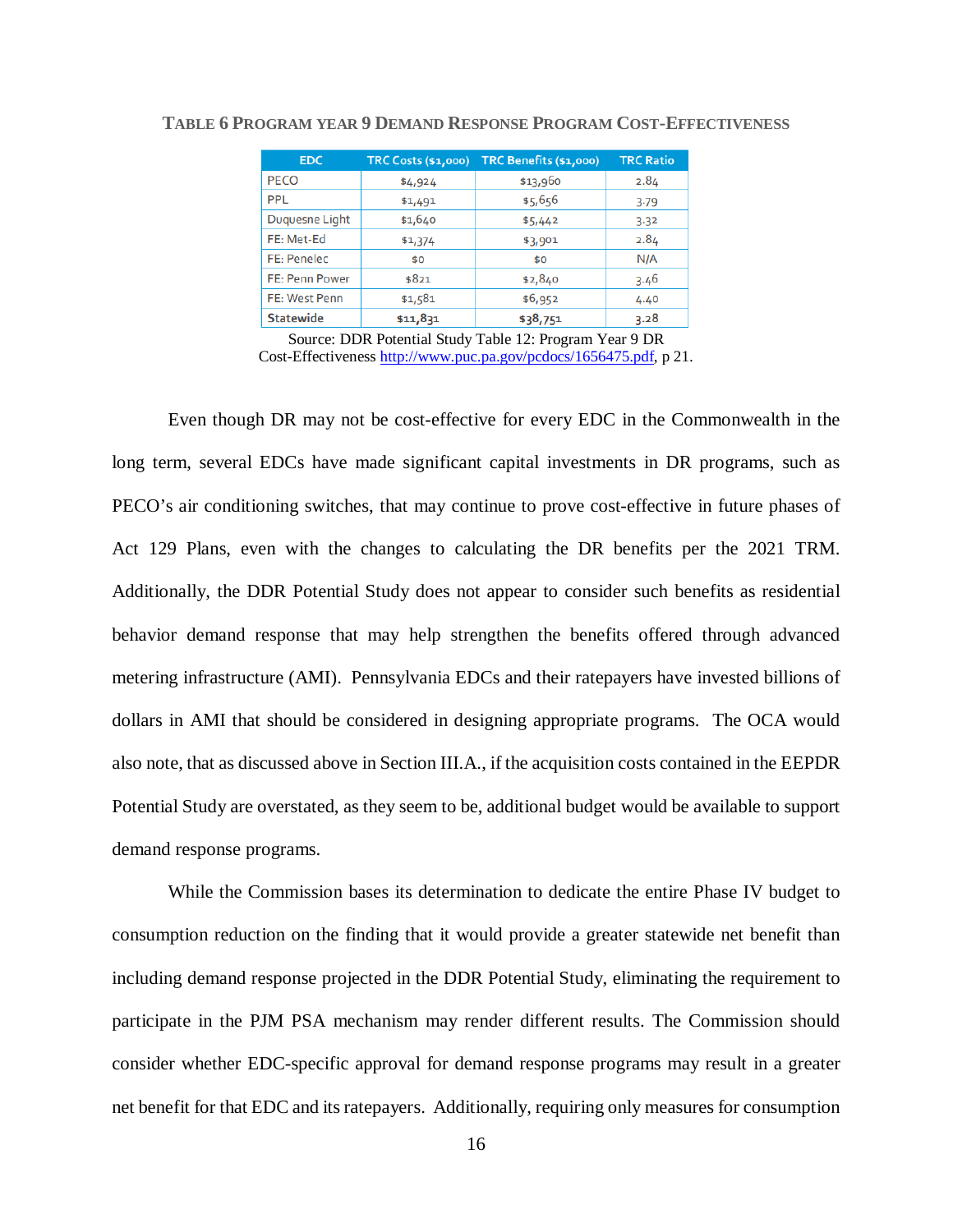**Table 6 Program Year 9 Demand Response Program Cost-Effectiveness**

| EDC | TRC Costs ($1,000) | TRC Benefits ($1,000) | TRC Ratio |
|---|---|---|---|
| PECO | $4,924 | $13,960 | 2.84 |
| PPL | $1,491 | $5,656 | 3.79 |
| Duquesne Light | $1,640 | $5,442 | 3.32 |
| FE: Met-Ed | $1,374 | $3,901 | 2.84 |
| FE: Penelec | $0 | $0 | N/A |
| FE: Penn Power | $821 | $2,840 | 3.46 |
| FE: West Penn | $1,581 | $6,952 | 4.40 |
| Statewide | $11,831 | $38,751 | 3.28 |

Source: DDR Potential Study Table 12: Program Year 9 DR Cost-Effectiveness http://www.puc.pa.gov/pcdocs/1656475.pdf, p 21.

Even though DR may not be cost-effective for every EDC in the Commonwealth in the long term, several EDCs have made significant capital investments in DR programs, such as PECO's air conditioning switches, that may continue to prove cost-effective in future phases of Act 129 Plans, even with the changes to calculating the DR benefits per the 2021 TRM. Additionally, the DDR Potential Study does not appear to consider such benefits as residential behavior demand response that may help strengthen the benefits offered through advanced metering infrastructure (AMI). Pennsylvania EDCs and their ratepayers have invested billions of dollars in AMI that should be considered in designing appropriate programs. The OCA would also note, that as discussed above in Section III.A., if the acquisition costs contained in the EEPDR Potential Study are overstated, as they seem to be, additional budget would be available to support demand response programs.

While the Commission bases its determination to dedicate the entire Phase IV budget to consumption reduction on the finding that it would provide a greater statewide net benefit than including demand response projected in the DDR Potential Study, eliminating the requirement to participate in the PJM PSA mechanism may render different results. The Commission should consider whether EDC-specific approval for demand response programs may result in a greater net benefit for that EDC and its ratepayers. Additionally, requiring only measures for consumption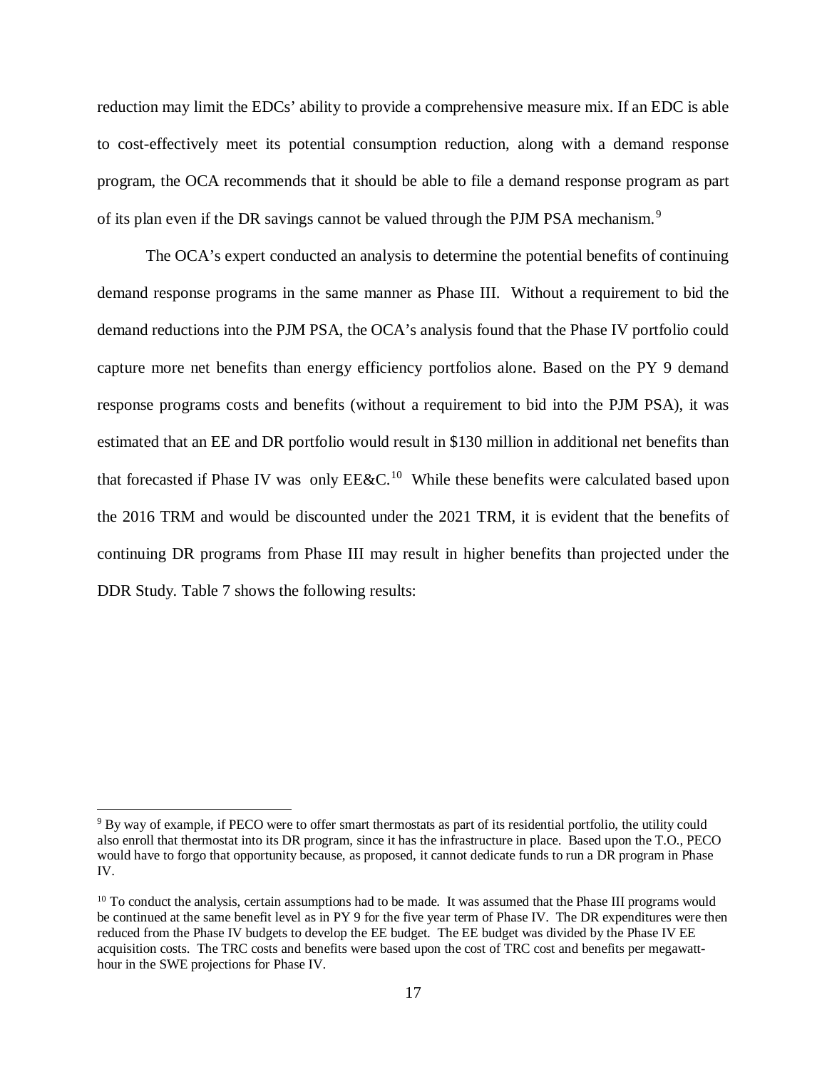reduction may limit the EDCs' ability to provide a comprehensive measure mix. If an EDC is able to cost-effectively meet its potential consumption reduction, along with a demand response program, the OCA recommends that it should be able to file a demand response program as part of its plan even if the DR savings cannot be valued through the PJM PSA mechanism.[9]

The OCA's expert conducted an analysis to determine the potential benefits of continuing demand response programs in the same manner as Phase III. Without a requirement to bid the demand reductions into the PJM PSA, the OCA's analysis found that the Phase IV portfolio could capture more net benefits than energy efficiency portfolios alone. Based on the PY 9 demand response programs costs and benefits (without a requirement to bid into the PJM PSA), it was estimated that an EE and DR portfolio would result in $130 million in additional net benefits than that forecasted if Phase IV was only EE&C.[10] While these benefits were calculated based upon the 2016 TRM and would be discounted under the 2021 TRM, it is evident that the benefits of continuing DR programs from Phase III may result in higher benefits than projected under the DDR Study. Table 7 shows the following results:

---

[9] By way of example, if PECO were to offer smart thermostats as part of its residential portfolio, the utility could also enroll that thermostat into its DR program, since it has the infrastructure in place. Based upon the T.O., PECO would have to forgo that opportunity because, as proposed, it cannot dedicate funds to run a DR program in Phase IV.

[10] To conduct the analysis, certain assumptions had to be made. It was assumed that the Phase III programs would be continued at the same benefit level as in PY 9 for the five year term of Phase IV. The DR expenditures were then reduced from the Phase IV budgets to develop the EE budget. The EE budget was divided by the Phase IV EE acquisition costs. The TRC costs and benefits were based upon the cost of TRC cost and benefits per megawatt-hour in the SWE projections for Phase IV.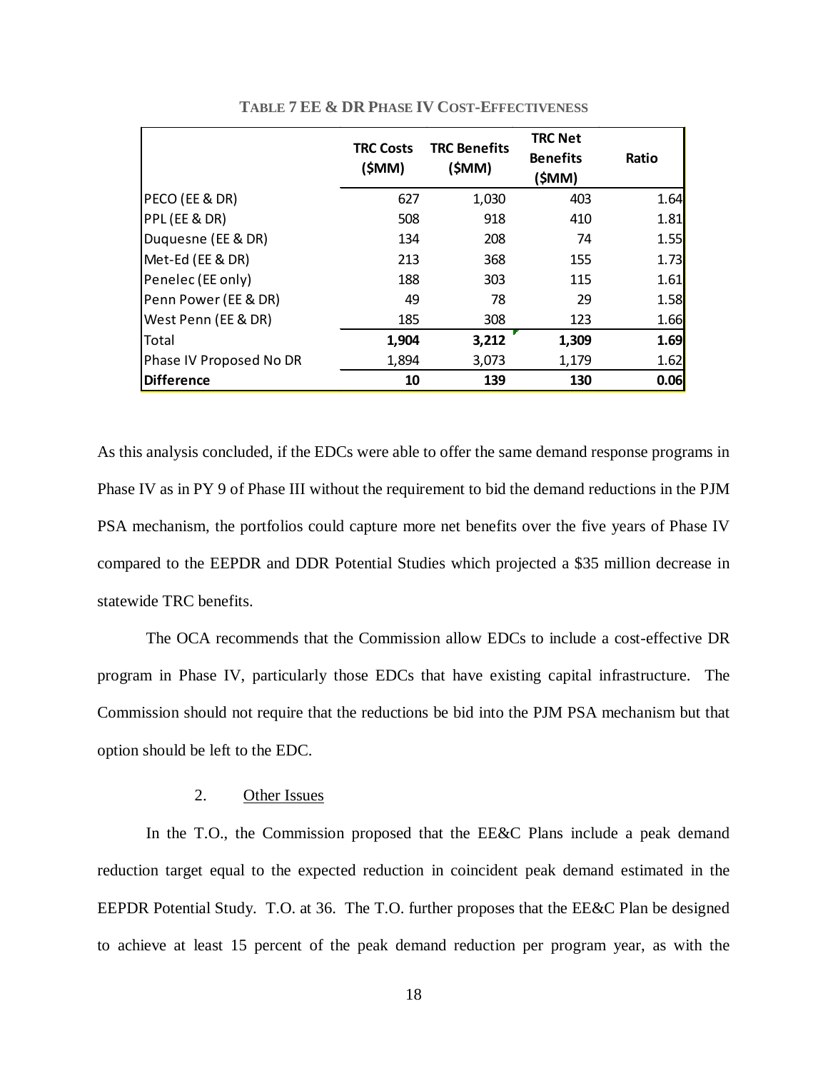**TABLE 7 EE & DR PHASE IV COST-EFFECTIVENESS**

| | TRC Costs ($MM) | TRC Benefits ($MM) | TRC Net Benefits ($MM) | Ratio |
|---|---|---|---|---|
| PECO (EE & DR) | 627 | 1,030 | 403 | 1.64 |
| PPL (EE & DR) | 508 | 918 | 410 | 1.81 |
| Duquesne (EE & DR) | 134 | 208 | 74 | 1.55 |
| Met-Ed (EE & DR) | 213 | 368 | 155 | 1.73 |
| Penelec (EE only) | 188 | 303 | 115 | 1.61 |
| Penn Power (EE & DR) | 49 | 78 | 29 | 1.58 |
| West Penn (EE & DR) | 185 | 308 | 123 | 1.66 |
| Total | **1,904** | **3,212** | **1,309** | **1.69** |
| Phase IV Proposed No DR | 1,894 | 3,073 | 1,179 | 1.62 |
| **Difference** | **10** | **139** | **130** | **0.06** |

As this analysis concluded, if the EDCs were able to offer the same demand response programs in Phase IV as in PY 9 of Phase III without the requirement to bid the demand reductions in the PJM PSA mechanism, the portfolios could capture more net benefits over the five years of Phase IV compared to the EEPDR and DDR Potential Studies which projected a $35 million decrease in statewide TRC benefits.

The OCA recommends that the Commission allow EDCs to include a cost-effective DR program in Phase IV, particularly those EDCs that have existing capital infrastructure. The Commission should not require that the reductions be bid into the PJM PSA mechanism but that option should be left to the EDC.

2. Other Issues

In the T.O., the Commission proposed that the EE&C Plans include a peak demand reduction target equal to the expected reduction in coincident peak demand estimated in the EEPDR Potential Study. T.O. at 36. The T.O. further proposes that the EE&C Plan be designed to achieve at least 15 percent of the peak demand reduction per program year, as with the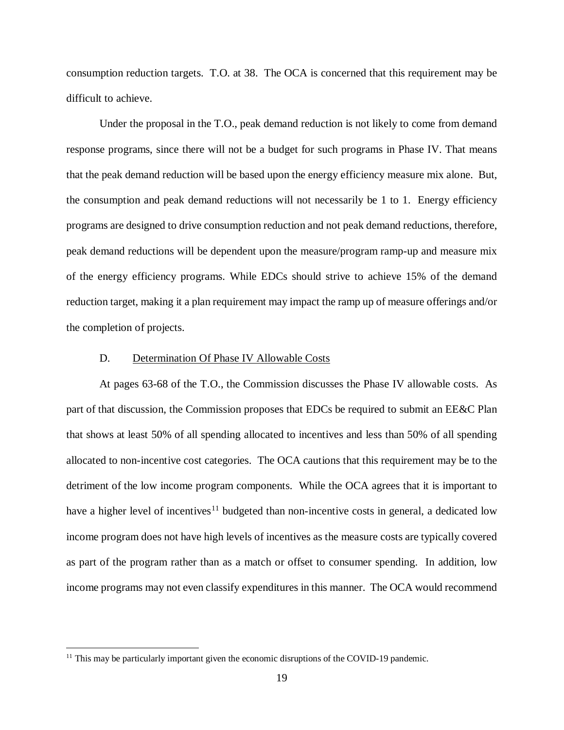consumption reduction targets. T.O. at 38. The OCA is concerned that this requirement may be difficult to achieve.

Under the proposal in the T.O., peak demand reduction is not likely to come from demand response programs, since there will not be a budget for such programs in Phase IV. That means that the peak demand reduction will be based upon the energy efficiency measure mix alone. But, the consumption and peak demand reductions will not necessarily be 1 to 1. Energy efficiency programs are designed to drive consumption reduction and not peak demand reductions, therefore, peak demand reductions will be dependent upon the measure/program ramp-up and measure mix of the energy efficiency programs. While EDCs should strive to achieve 15% of the demand reduction target, making it a plan requirement may impact the ramp up of measure offerings and/or the completion of projects.

### D. Determination Of Phase IV Allowable Costs

At pages 63-68 of the T.O., the Commission discusses the Phase IV allowable costs. As part of that discussion, the Commission proposes that EDCs be required to submit an EE&C Plan that shows at least 50% of all spending allocated to incentives and less than 50% of all spending allocated to non-incentive cost categories. The OCA cautions that this requirement may be to the detriment of the low income program components. While the OCA agrees that it is important to have a higher level of incentives[11] budgeted than non-incentive costs in general, a dedicated low income program does not have high levels of incentives as the measure costs are typically covered as part of the program rather than as a match or offset to consumer spending. In addition, low income programs may not even classify expenditures in this manner. The OCA would recommend

[11] This may be particularly important given the economic disruptions of the COVID-19 pandemic.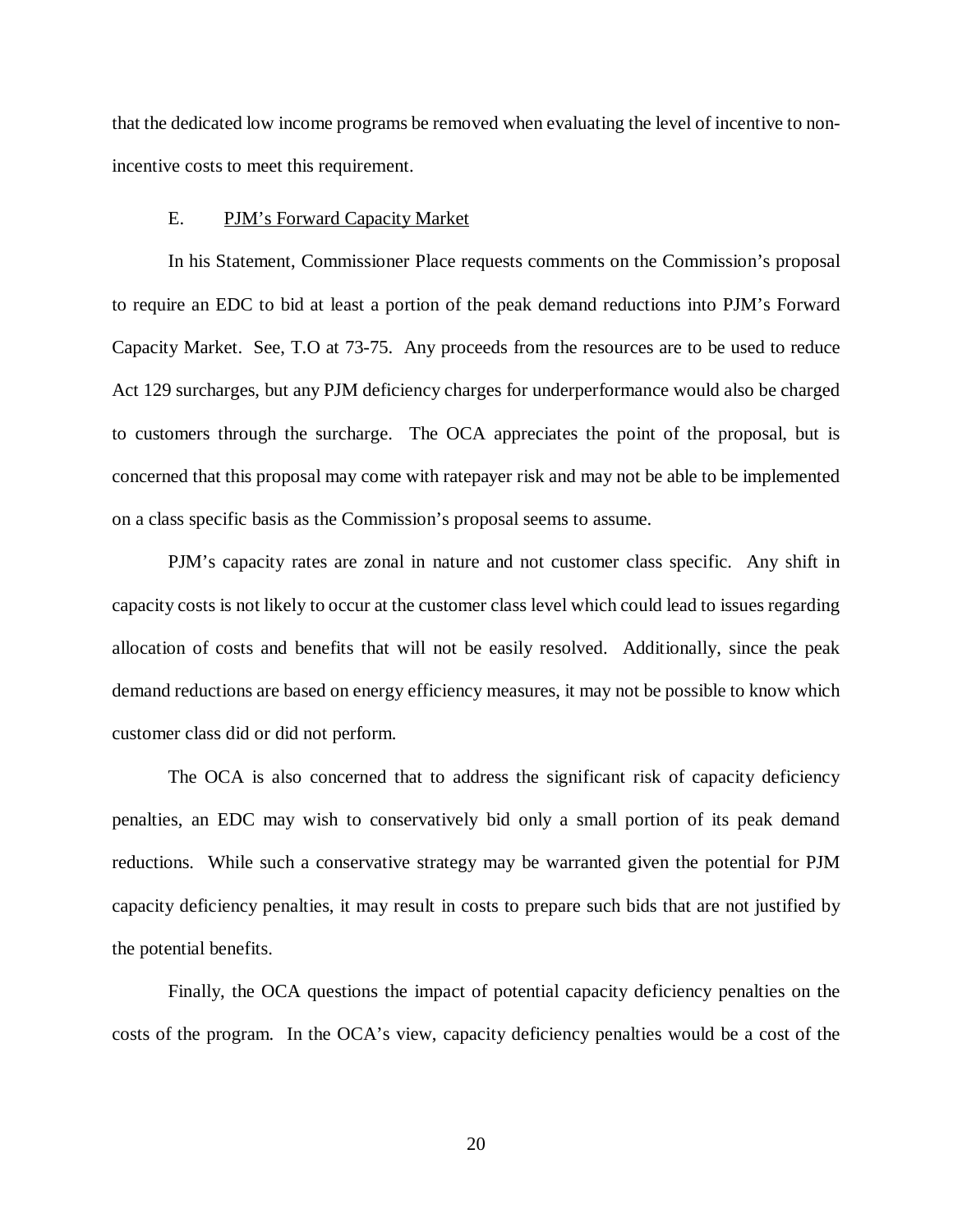that the dedicated low income programs be removed when evaluating the level of incentive to non-incentive costs to meet this requirement.

### E. <u>PJM's Forward Capacity Market</u>

In his Statement, Commissioner Place requests comments on the Commission's proposal to require an EDC to bid at least a portion of the peak demand reductions into PJM's Forward Capacity Market. See, T.O at 73-75. Any proceeds from the resources are to be used to reduce Act 129 surcharges, but any PJM deficiency charges for underperformance would also be charged to customers through the surcharge. The OCA appreciates the point of the proposal, but is concerned that this proposal may come with ratepayer risk and may not be able to be implemented on a class specific basis as the Commission's proposal seems to assume.

PJM's capacity rates are zonal in nature and not customer class specific. Any shift in capacity costs is not likely to occur at the customer class level which could lead to issues regarding allocation of costs and benefits that will not be easily resolved. Additionally, since the peak demand reductions are based on energy efficiency measures, it may not be possible to know which customer class did or did not perform.

The OCA is also concerned that to address the significant risk of capacity deficiency penalties, an EDC may wish to conservatively bid only a small portion of its peak demand reductions. While such a conservative strategy may be warranted given the potential for PJM capacity deficiency penalties, it may result in costs to prepare such bids that are not justified by the potential benefits.

Finally, the OCA questions the impact of potential capacity deficiency penalties on the costs of the program. In the OCA's view, capacity deficiency penalties would be a cost of the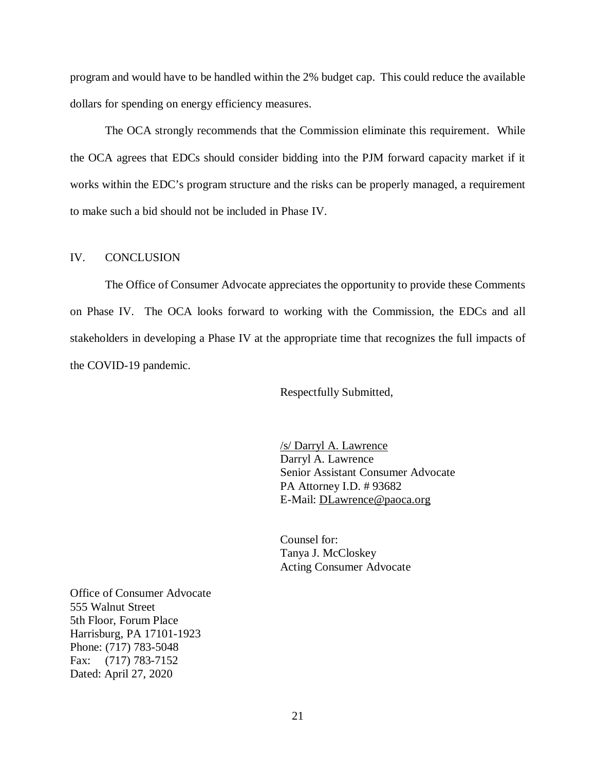program and would have to be handled within the 2% budget cap. This could reduce the available dollars for spending on energy efficiency measures.

The OCA strongly recommends that the Commission eliminate this requirement. While the OCA agrees that EDCs should consider bidding into the PJM forward capacity market if it works within the EDC's program structure and the risks can be properly managed, a requirement to make such a bid should not be included in Phase IV.

## IV. CONCLUSION

The Office of Consumer Advocate appreciates the opportunity to provide these Comments on Phase IV. The OCA looks forward to working with the Commission, the EDCs and all stakeholders in developing a Phase IV at the appropriate time that recognizes the full impacts of the COVID-19 pandemic.

Respectfully Submitted,

/s/ Darryl A. Lawrence
Darryl A. Lawrence
Senior Assistant Consumer Advocate
PA Attorney I.D. # 93682
E-Mail: DLawrence@paoca.org

Counsel for:
Tanya J. McCloskey
Acting Consumer Advocate

Office of Consumer Advocate
555 Walnut Street
5th Floor, Forum Place
Harrisburg, PA 17101-1923
Phone: (717) 783-5048
Fax: (717) 783-7152
Dated: April 27, 2020